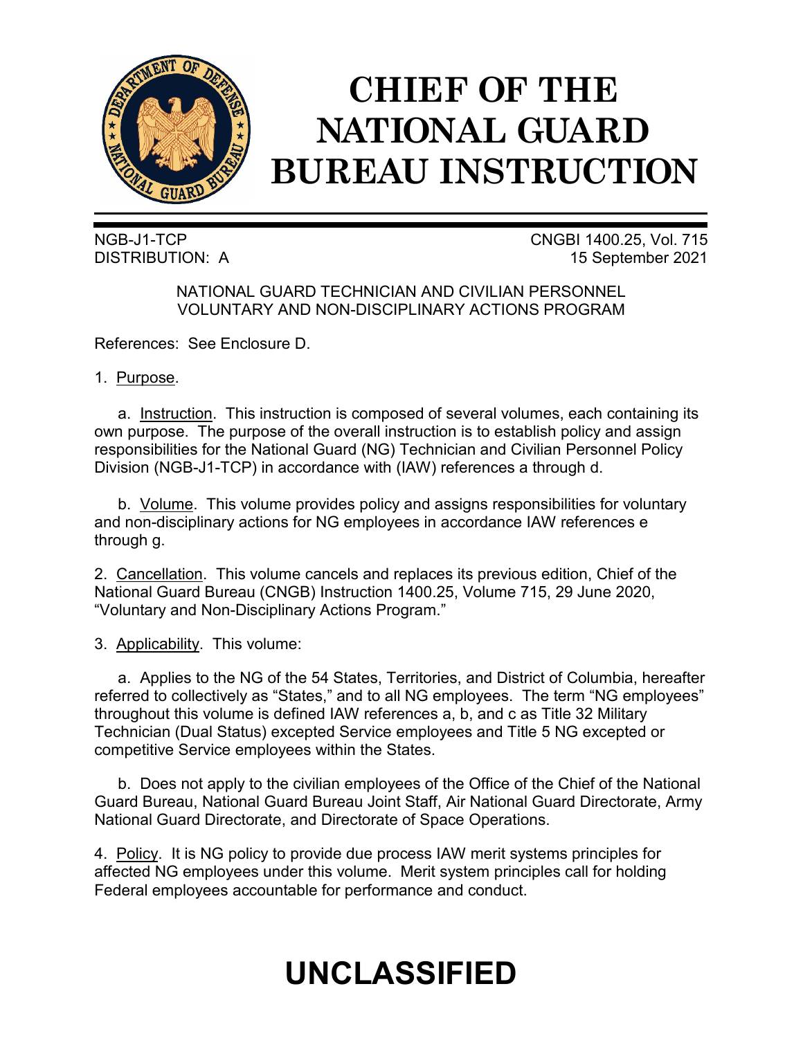# CHIEF OF THE NATIONAL GUARD BUREAU INSTRUCTION

NGB-J1-TCP
DISTRIBUTION: A

CNGBI 1400.25, Vol. 715
15 September 2021

NATIONAL GUARD TECHNICIAN AND CIVILIAN PERSONNEL VOLUNTARY AND NON-DISCIPLINARY ACTIONS PROGRAM

References: See Enclosure D.

1. Purpose.

a. Instruction. This instruction is composed of several volumes, each containing its own purpose. The purpose of the overall instruction is to establish policy and assign responsibilities for the National Guard (NG) Technician and Civilian Personnel Policy Division (NGB-J1-TCP) in accordance with (IAW) references a through d.

b. Volume. This volume provides policy and assigns responsibilities for voluntary and non-disciplinary actions for NG employees in accordance IAW references e through g.

2. Cancellation. This volume cancels and replaces its previous edition, Chief of the National Guard Bureau (CNGB) Instruction 1400.25, Volume 715, 29 June 2020, "Voluntary and Non-Disciplinary Actions Program."

3. Applicability. This volume:

a. Applies to the NG of the 54 States, Territories, and District of Columbia, hereafter referred to collectively as "States," and to all NG employees. The term "NG employees" throughout this volume is defined IAW references a, b, and c as Title 32 Military Technician (Dual Status) excepted Service employees and Title 5 NG excepted or competitive Service employees within the States.

b. Does not apply to the civilian employees of the Office of the Chief of the National Guard Bureau, National Guard Bureau Joint Staff, Air National Guard Directorate, Army National Guard Directorate, and Directorate of Space Operations.

4. Policy. It is NG policy to provide due process IAW merit systems principles for affected NG employees under this volume. Merit system principles call for holding Federal employees accountable for performance and conduct.

UNCLASSIFIED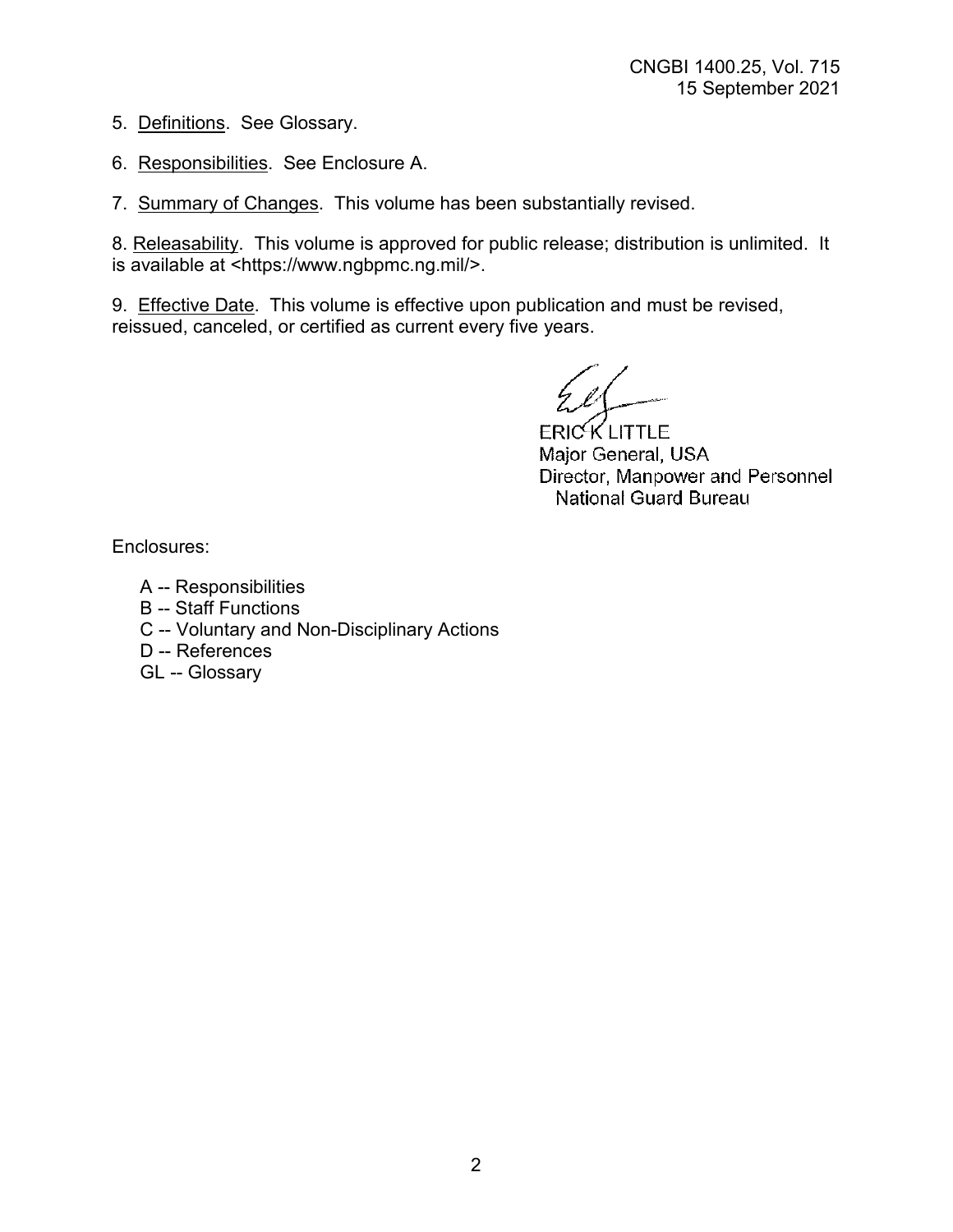5. Definitions. See Glossary.

6. Responsibilities. See Enclosure A.

7. Summary of Changes. This volume has been substantially revised.

8. Releasability. This volume is approved for public release; distribution is unlimited. It is available at <https://www.ngbpmc.ng.mil/>.

9. Effective Date. This volume is effective upon publication and must be revised, reissued, canceled, or certified as current every five years.

ERIC K LITTLE
Major General, USA
Director, Manpower and Personnel
National Guard Bureau

Enclosures:

A -- Responsibilities
B -- Staff Functions
C -- Voluntary and Non-Disciplinary Actions
D -- References
GL -- Glossary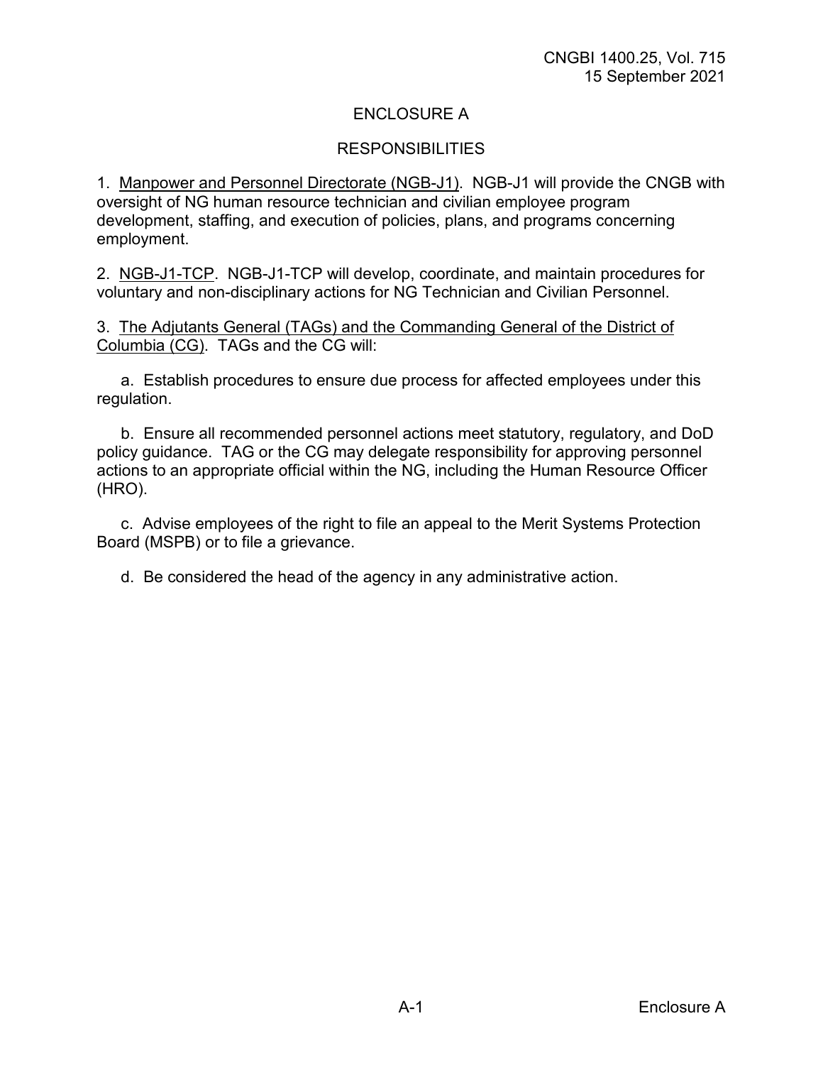# ENCLOSURE A

## RESPONSIBILITIES

1. Manpower and Personnel Directorate (NGB-J1). NGB-J1 will provide the CNGB with oversight of NG human resource technician and civilian employee program development, staffing, and execution of policies, plans, and programs concerning employment.

2. NGB-J1-TCP. NGB-J1-TCP will develop, coordinate, and maintain procedures for voluntary and non-disciplinary actions for NG Technician and Civilian Personnel.

3. The Adjutants General (TAGs) and the Commanding General of the District of Columbia (CG). TAGs and the CG will:

   a. Establish procedures to ensure due process for affected employees under this regulation.

   b. Ensure all recommended personnel actions meet statutory, regulatory, and DoD policy guidance. TAG or the CG may delegate responsibility for approving personnel actions to an appropriate official within the NG, including the Human Resource Officer (HRO).

   c. Advise employees of the right to file an appeal to the Merit Systems Protection Board (MSPB) or to file a grievance.

   d. Be considered the head of the agency in any administrative action.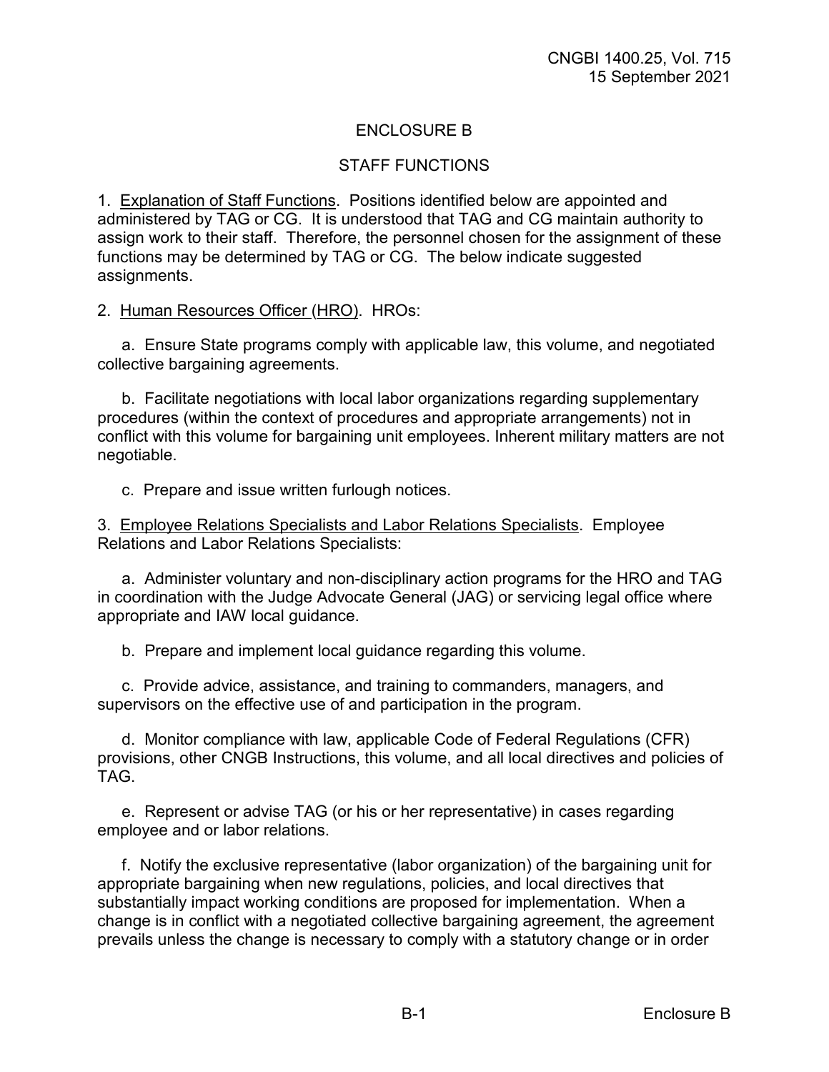## ENCLOSURE B

## STAFF FUNCTIONS

1. Explanation of Staff Functions. Positions identified below are appointed and administered by TAG or CG. It is understood that TAG and CG maintain authority to assign work to their staff. Therefore, the personnel chosen for the assignment of these functions may be determined by TAG or CG. The below indicate suggested assignments.

2. Human Resources Officer (HRO). HROs:

a. Ensure State programs comply with applicable law, this volume, and negotiated collective bargaining agreements.

b. Facilitate negotiations with local labor organizations regarding supplementary procedures (within the context of procedures and appropriate arrangements) not in conflict with this volume for bargaining unit employees. Inherent military matters are not negotiable.

c. Prepare and issue written furlough notices.

3. Employee Relations Specialists and Labor Relations Specialists. Employee Relations and Labor Relations Specialists:

a. Administer voluntary and non-disciplinary action programs for the HRO and TAG in coordination with the Judge Advocate General (JAG) or servicing legal office where appropriate and IAW local guidance.

b. Prepare and implement local guidance regarding this volume.

c. Provide advice, assistance, and training to commanders, managers, and supervisors on the effective use of and participation in the program.

d. Monitor compliance with law, applicable Code of Federal Regulations (CFR) provisions, other CNGB Instructions, this volume, and all local directives and policies of TAG.

e. Represent or advise TAG (or his or her representative) in cases regarding employee and or labor relations.

f. Notify the exclusive representative (labor organization) of the bargaining unit for appropriate bargaining when new regulations, policies, and local directives that substantially impact working conditions are proposed for implementation. When a change is in conflict with a negotiated collective bargaining agreement, the agreement prevails unless the change is necessary to comply with a statutory change or in order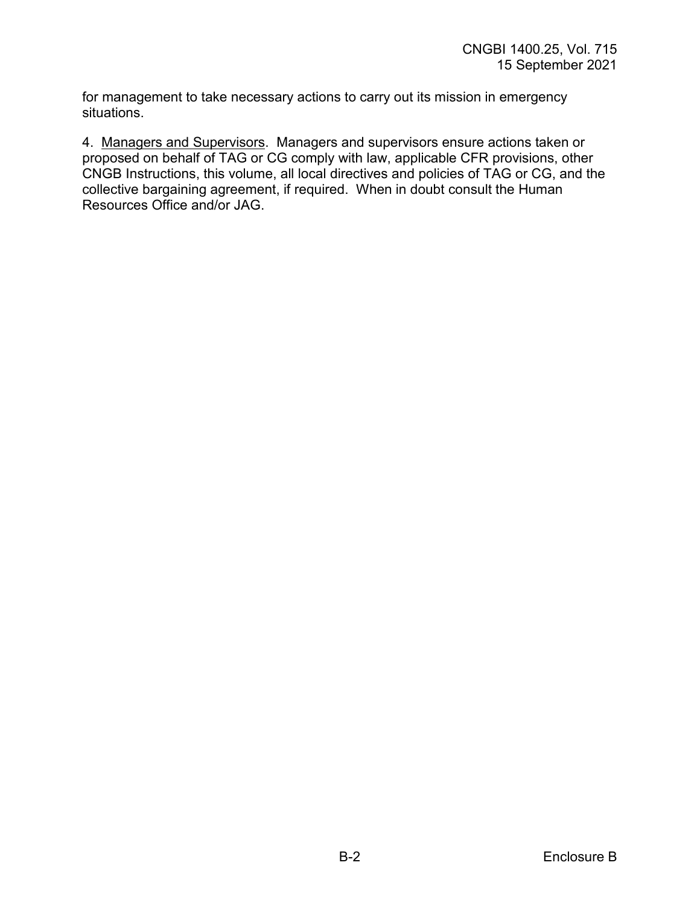for management to take necessary actions to carry out its mission in emergency situations.

4. <u>Managers and Supervisors</u>. Managers and supervisors ensure actions taken or proposed on behalf of TAG or CG comply with law, applicable CFR provisions, other CNGB Instructions, this volume, all local directives and policies of TAG or CG, and the collective bargaining agreement, if required. When in doubt consult the Human Resources Office and/or JAG.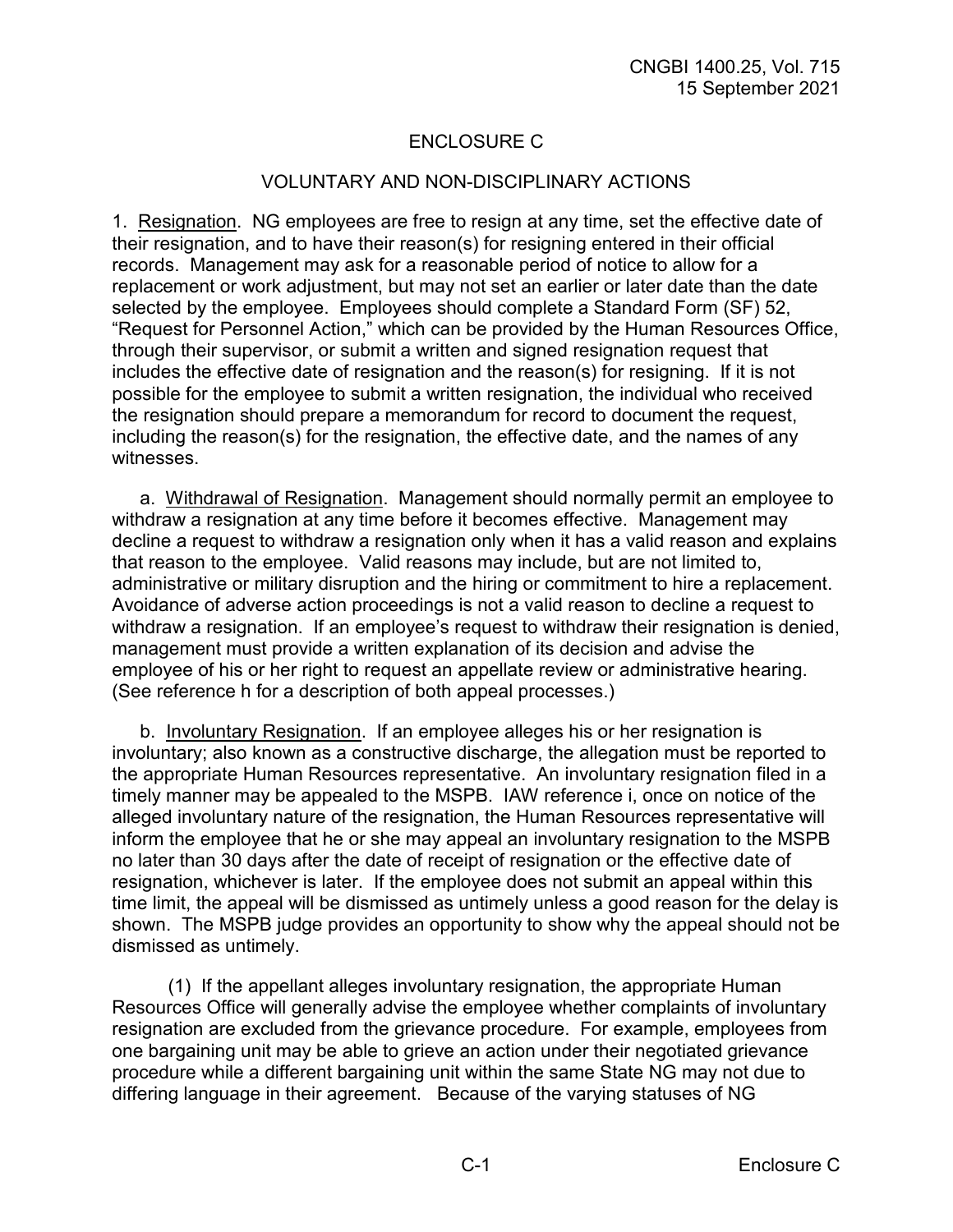# ENCLOSURE C

## VOLUNTARY AND NON-DISCIPLINARY ACTIONS

1. Resignation. NG employees are free to resign at any time, set the effective date of their resignation, and to have their reason(s) for resigning entered in their official records. Management may ask for a reasonable period of notice to allow for a replacement or work adjustment, but may not set an earlier or later date than the date selected by the employee. Employees should complete a Standard Form (SF) 52, "Request for Personnel Action," which can be provided by the Human Resources Office, through their supervisor, or submit a written and signed resignation request that includes the effective date of resignation and the reason(s) for resigning. If it is not possible for the employee to submit a written resignation, the individual who received the resignation should prepare a memorandum for record to document the request, including the reason(s) for the resignation, the effective date, and the names of any witnesses.

a. Withdrawal of Resignation. Management should normally permit an employee to withdraw a resignation at any time before it becomes effective. Management may decline a request to withdraw a resignation only when it has a valid reason and explains that reason to the employee. Valid reasons may include, but are not limited to, administrative or military disruption and the hiring or commitment to hire a replacement. Avoidance of adverse action proceedings is not a valid reason to decline a request to withdraw a resignation. If an employee's request to withdraw their resignation is denied, management must provide a written explanation of its decision and advise the employee of his or her right to request an appellate review or administrative hearing. (See reference h for a description of both appeal processes.)

b. Involuntary Resignation. If an employee alleges his or her resignation is involuntary; also known as a constructive discharge, the allegation must be reported to the appropriate Human Resources representative. An involuntary resignation filed in a timely manner may be appealed to the MSPB. IAW reference i, once on notice of the alleged involuntary nature of the resignation, the Human Resources representative will inform the employee that he or she may appeal an involuntary resignation to the MSPB no later than 30 days after the date of receipt of resignation or the effective date of resignation, whichever is later. If the employee does not submit an appeal within this time limit, the appeal will be dismissed as untimely unless a good reason for the delay is shown. The MSPB judge provides an opportunity to show why the appeal should not be dismissed as untimely.

(1) If the appellant alleges involuntary resignation, the appropriate Human Resources Office will generally advise the employee whether complaints of involuntary resignation are excluded from the grievance procedure. For example, employees from one bargaining unit may be able to grieve an action under their negotiated grievance procedure while a different bargaining unit within the same State NG may not due to differing language in their agreement. Because of the varying statuses of NG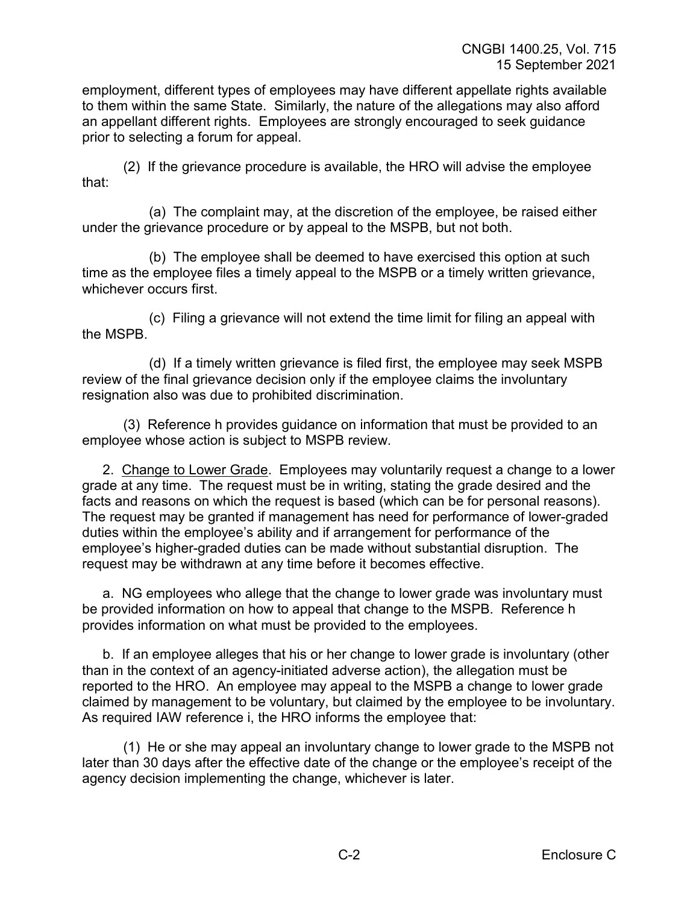employment, different types of employees may have different appellate rights available to them within the same State. Similarly, the nature of the allegations may also afford an appellant different rights. Employees are strongly encouraged to seek guidance prior to selecting a forum for appeal.

(2) If the grievance procedure is available, the HRO will advise the employee that:

(a) The complaint may, at the discretion of the employee, be raised either under the grievance procedure or by appeal to the MSPB, but not both.

(b) The employee shall be deemed to have exercised this option at such time as the employee files a timely appeal to the MSPB or a timely written grievance, whichever occurs first.

(c) Filing a grievance will not extend the time limit for filing an appeal with the MSPB.

(d) If a timely written grievance is filed first, the employee may seek MSPB review of the final grievance decision only if the employee claims the involuntary resignation also was due to prohibited discrimination.

(3) Reference h provides guidance on information that must be provided to an employee whose action is subject to MSPB review.

2. Change to Lower Grade. Employees may voluntarily request a change to a lower grade at any time. The request must be in writing, stating the grade desired and the facts and reasons on which the request is based (which can be for personal reasons). The request may be granted if management has need for performance of lower-graded duties within the employee's ability and if arrangement for performance of the employee's higher-graded duties can be made without substantial disruption. The request may be withdrawn at any time before it becomes effective.

a. NG employees who allege that the change to lower grade was involuntary must be provided information on how to appeal that change to the MSPB. Reference h provides information on what must be provided to the employees.

b. If an employee alleges that his or her change to lower grade is involuntary (other than in the context of an agency-initiated adverse action), the allegation must be reported to the HRO. An employee may appeal to the MSPB a change to lower grade claimed by management to be voluntary, but claimed by the employee to be involuntary. As required IAW reference i, the HRO informs the employee that:

(1) He or she may appeal an involuntary change to lower grade to the MSPB not later than 30 days after the effective date of the change or the employee's receipt of the agency decision implementing the change, whichever is later.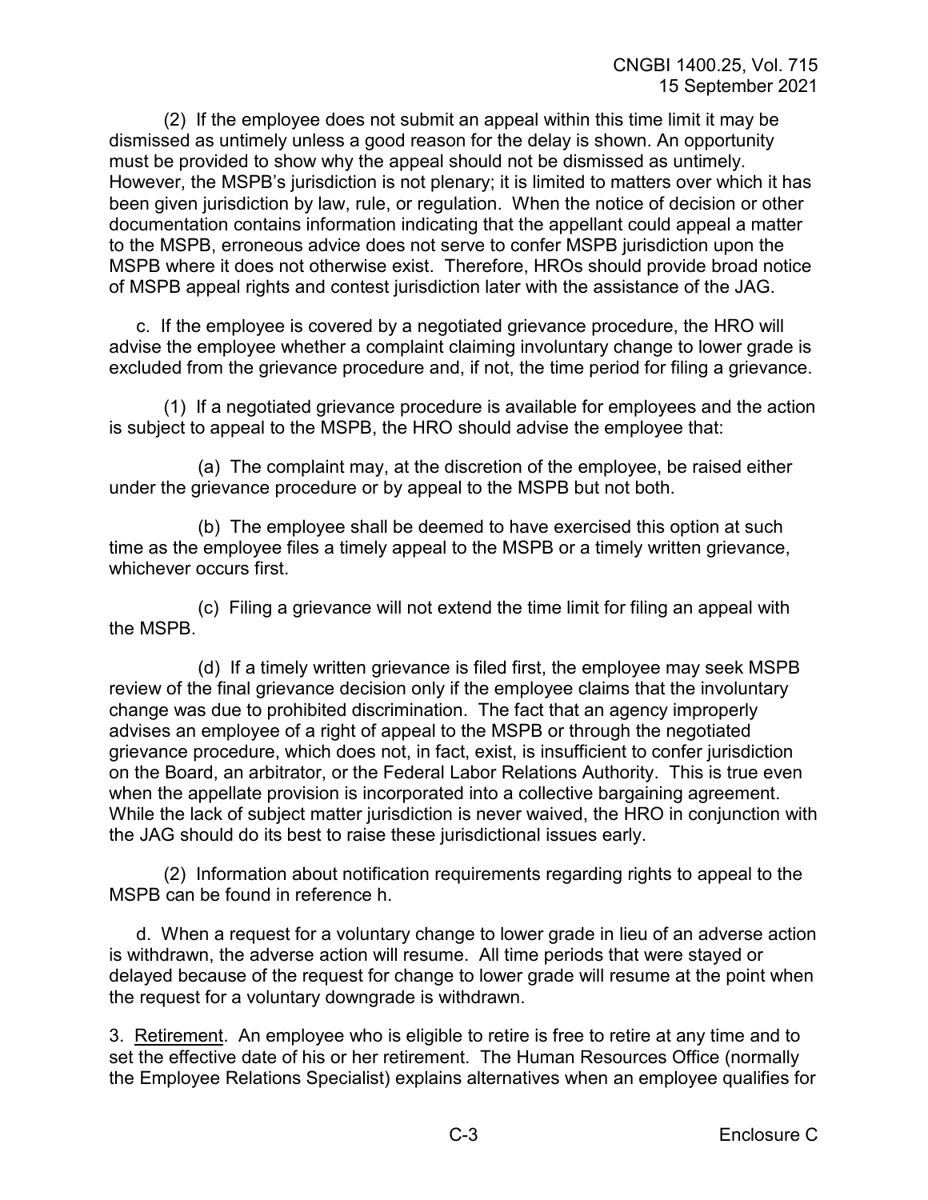(2) If the employee does not submit an appeal within this time limit it may be dismissed as untimely unless a good reason for the delay is shown. An opportunity must be provided to show why the appeal should not be dismissed as untimely. However, the MSPB's jurisdiction is not plenary; it is limited to matters over which it has been given jurisdiction by law, rule, or regulation. When the notice of decision or other documentation contains information indicating that the appellant could appeal a matter to the MSPB, erroneous advice does not serve to confer MSPB jurisdiction upon the MSPB where it does not otherwise exist. Therefore, HROs should provide broad notice of MSPB appeal rights and contest jurisdiction later with the assistance of the JAG.

c. If the employee is covered by a negotiated grievance procedure, the HRO will advise the employee whether a complaint claiming involuntary change to lower grade is excluded from the grievance procedure and, if not, the time period for filing a grievance.

(1) If a negotiated grievance procedure is available for employees and the action is subject to appeal to the MSPB, the HRO should advise the employee that:

(a) The complaint may, at the discretion of the employee, be raised either under the grievance procedure or by appeal to the MSPB but not both.

(b) The employee shall be deemed to have exercised this option at such time as the employee files a timely appeal to the MSPB or a timely written grievance, whichever occurs first.

(c) Filing a grievance will not extend the time limit for filing an appeal with the MSPB.

(d) If a timely written grievance is filed first, the employee may seek MSPB review of the final grievance decision only if the employee claims that the involuntary change was due to prohibited discrimination. The fact that an agency improperly advises an employee of a right of appeal to the MSPB or through the negotiated grievance procedure, which does not, in fact, exist, is insufficient to confer jurisdiction on the Board, an arbitrator, or the Federal Labor Relations Authority. This is true even when the appellate provision is incorporated into a collective bargaining agreement. While the lack of subject matter jurisdiction is never waived, the HRO in conjunction with the JAG should do its best to raise these jurisdictional issues early.

(2) Information about notification requirements regarding rights to appeal to the MSPB can be found in reference h.

d. When a request for a voluntary change to lower grade in lieu of an adverse action is withdrawn, the adverse action will resume. All time periods that were stayed or delayed because of the request for change to lower grade will resume at the point when the request for a voluntary downgrade is withdrawn.

3. Retirement. An employee who is eligible to retire is free to retire at any time and to set the effective date of his or her retirement. The Human Resources Office (normally the Employee Relations Specialist) explains alternatives when an employee qualifies for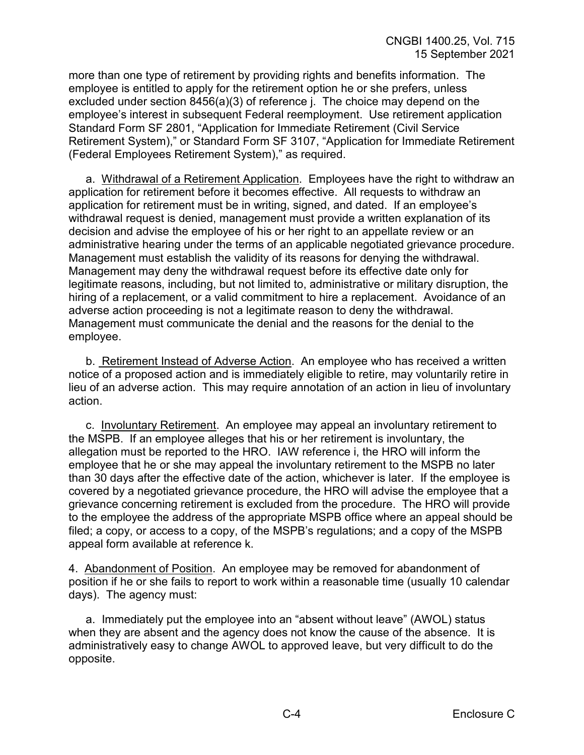more than one type of retirement by providing rights and benefits information. The employee is entitled to apply for the retirement option he or she prefers, unless excluded under section 8456(a)(3) of reference j. The choice may depend on the employee's interest in subsequent Federal reemployment. Use retirement application Standard Form SF 2801, "Application for Immediate Retirement (Civil Service Retirement System)," or Standard Form SF 3107, "Application for Immediate Retirement (Federal Employees Retirement System)," as required.

a. Withdrawal of a Retirement Application. Employees have the right to withdraw an application for retirement before it becomes effective. All requests to withdraw an application for retirement must be in writing, signed, and dated. If an employee's withdrawal request is denied, management must provide a written explanation of its decision and advise the employee of his or her right to an appellate review or an administrative hearing under the terms of an applicable negotiated grievance procedure. Management must establish the validity of its reasons for denying the withdrawal. Management may deny the withdrawal request before its effective date only for legitimate reasons, including, but not limited to, administrative or military disruption, the hiring of a replacement, or a valid commitment to hire a replacement. Avoidance of an adverse action proceeding is not a legitimate reason to deny the withdrawal. Management must communicate the denial and the reasons for the denial to the employee.

b. Retirement Instead of Adverse Action. An employee who has received a written notice of a proposed action and is immediately eligible to retire, may voluntarily retire in lieu of an adverse action. This may require annotation of an action in lieu of involuntary action.

c. Involuntary Retirement. An employee may appeal an involuntary retirement to the MSPB. If an employee alleges that his or her retirement is involuntary, the allegation must be reported to the HRO. IAW reference i, the HRO will inform the employee that he or she may appeal the involuntary retirement to the MSPB no later than 30 days after the effective date of the action, whichever is later. If the employee is covered by a negotiated grievance procedure, the HRO will advise the employee that a grievance concerning retirement is excluded from the procedure. The HRO will provide to the employee the address of the appropriate MSPB office where an appeal should be filed; a copy, or access to a copy, of the MSPB's regulations; and a copy of the MSPB appeal form available at reference k.

4. Abandonment of Position. An employee may be removed for abandonment of position if he or she fails to report to work within a reasonable time (usually 10 calendar days). The agency must:

a. Immediately put the employee into an "absent without leave" (AWOL) status when they are absent and the agency does not know the cause of the absence. It is administratively easy to change AWOL to approved leave, but very difficult to do the opposite.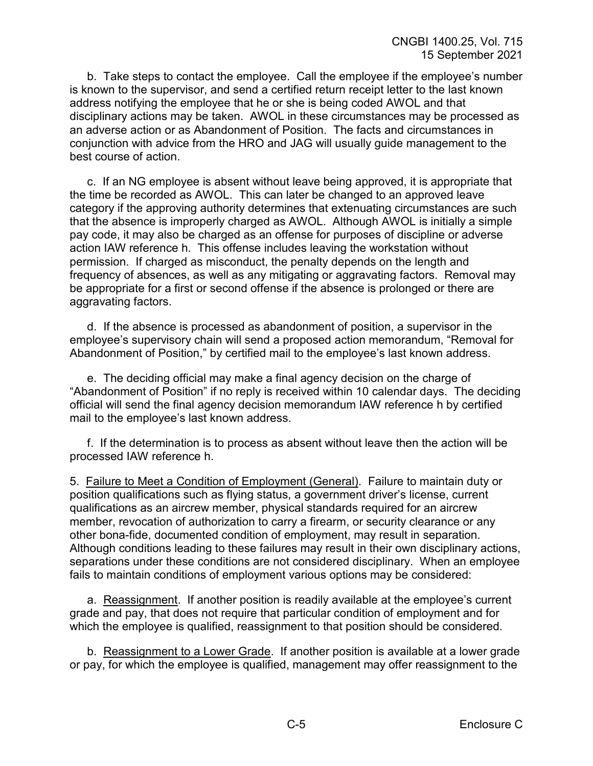b. Take steps to contact the employee. Call the employee if the employee's number is known to the supervisor, and send a certified return receipt letter to the last known address notifying the employee that he or she is being coded AWOL and that disciplinary actions may be taken. AWOL in these circumstances may be processed as an adverse action or as Abandonment of Position. The facts and circumstances in conjunction with advice from the HRO and JAG will usually guide management to the best course of action.

c. If an NG employee is absent without leave being approved, it is appropriate that the time be recorded as AWOL. This can later be changed to an approved leave category if the approving authority determines that extenuating circumstances are such that the absence is improperly charged as AWOL. Although AWOL is initially a simple pay code, it may also be charged as an offense for purposes of discipline or adverse action IAW reference h. This offense includes leaving the workstation without permission. If charged as misconduct, the penalty depends on the length and frequency of absences, as well as any mitigating or aggravating factors. Removal may be appropriate for a first or second offense if the absence is prolonged or there are aggravating factors.

d. If the absence is processed as abandonment of position, a supervisor in the employee's supervisory chain will send a proposed action memorandum, "Removal for Abandonment of Position," by certified mail to the employee's last known address.

e. The deciding official may make a final agency decision on the charge of "Abandonment of Position" if no reply is received within 10 calendar days. The deciding official will send the final agency decision memorandum IAW reference h by certified mail to the employee's last known address.

f. If the determination is to process as absent without leave then the action will be processed IAW reference h.

5. Failure to Meet a Condition of Employment (General). Failure to maintain duty or position qualifications such as flying status, a government driver's license, current qualifications as an aircrew member, physical standards required for an aircrew member, revocation of authorization to carry a firearm, or security clearance or any other bona-fide, documented condition of employment, may result in separation. Although conditions leading to these failures may result in their own disciplinary actions, separations under these conditions are not considered disciplinary. When an employee fails to maintain conditions of employment various options may be considered:

a. Reassignment. If another position is readily available at the employee's current grade and pay, that does not require that particular condition of employment and for which the employee is qualified, reassignment to that position should be considered.

b. Reassignment to a Lower Grade. If another position is available at a lower grade or pay, for which the employee is qualified, management may offer reassignment to the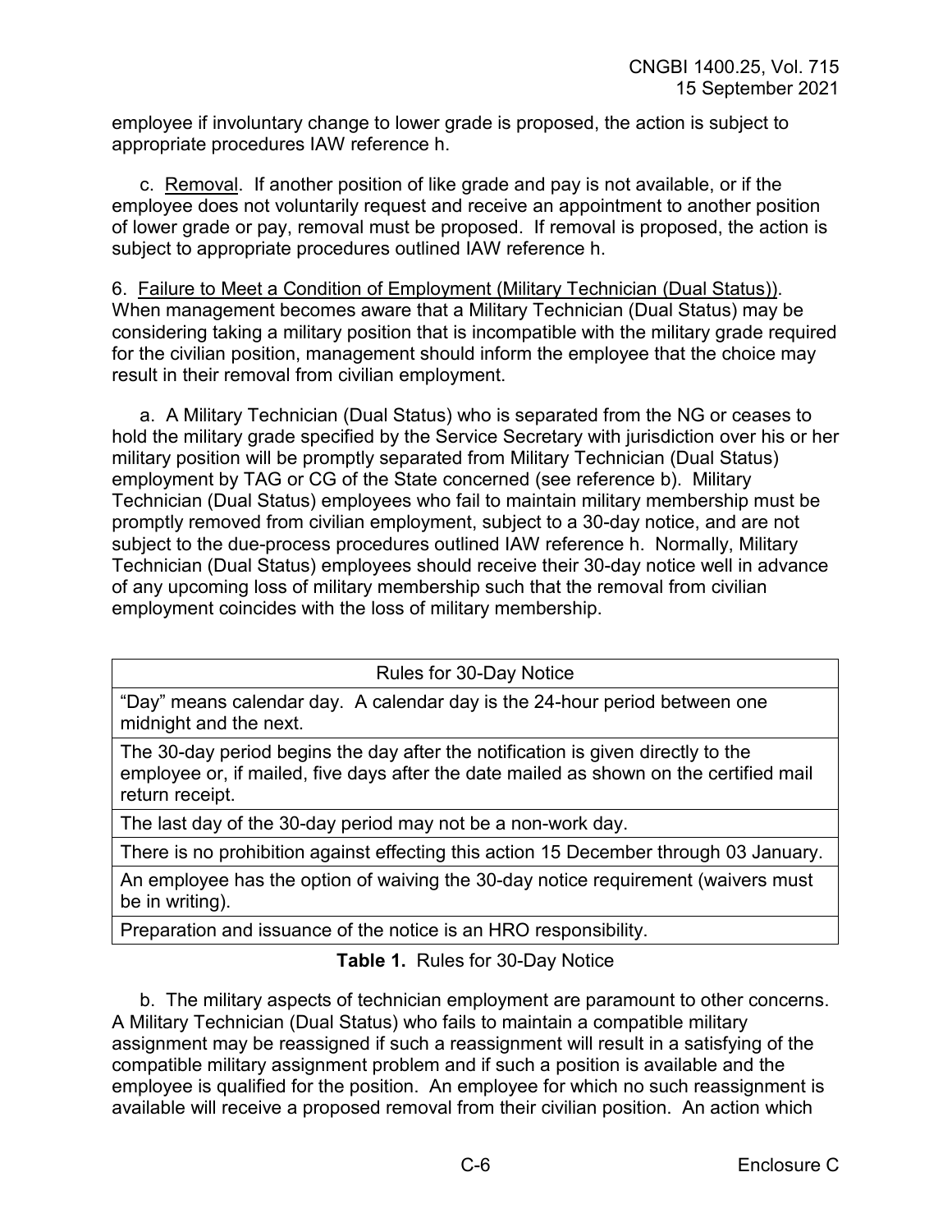employee if involuntary change to lower grade is proposed, the action is subject to appropriate procedures IAW reference h.

c. Removal. If another position of like grade and pay is not available, or if the employee does not voluntarily request and receive an appointment to another position of lower grade or pay, removal must be proposed. If removal is proposed, the action is subject to appropriate procedures outlined IAW reference h.

6. Failure to Meet a Condition of Employment (Military Technician (Dual Status)). When management becomes aware that a Military Technician (Dual Status) may be considering taking a military position that is incompatible with the military grade required for the civilian position, management should inform the employee that the choice may result in their removal from civilian employment.

a. A Military Technician (Dual Status) who is separated from the NG or ceases to hold the military grade specified by the Service Secretary with jurisdiction over his or her military position will be promptly separated from Military Technician (Dual Status) employment by TAG or CG of the State concerned (see reference b). Military Technician (Dual Status) employees who fail to maintain military membership must be promptly removed from civilian employment, subject to a 30-day notice, and are not subject to the due-process procedures outlined IAW reference h. Normally, Military Technician (Dual Status) employees should receive their 30-day notice well in advance of any upcoming loss of military membership such that the removal from civilian employment coincides with the loss of military membership.

| Rules for 30-Day Notice |
|---|
| "Day" means calendar day. A calendar day is the 24-hour period between one midnight and the next. |
| The 30-day period begins the day after the notification is given directly to the employee or, if mailed, five days after the date mailed as shown on the certified mail return receipt. |
| The last day of the 30-day period may not be a non-work day. |
| There is no prohibition against effecting this action 15 December through 03 January. |
| An employee has the option of waiving the 30-day notice requirement (waivers must be in writing). |
| Preparation and issuance of the notice is an HRO responsibility. |

**Table 1.** Rules for 30-Day Notice

b. The military aspects of technician employment are paramount to other concerns. A Military Technician (Dual Status) who fails to maintain a compatible military assignment may be reassigned if such a reassignment will result in a satisfying of the compatible military assignment problem and if such a position is available and the employee is qualified for the position. An employee for which no such reassignment is available will receive a proposed removal from their civilian position. An action which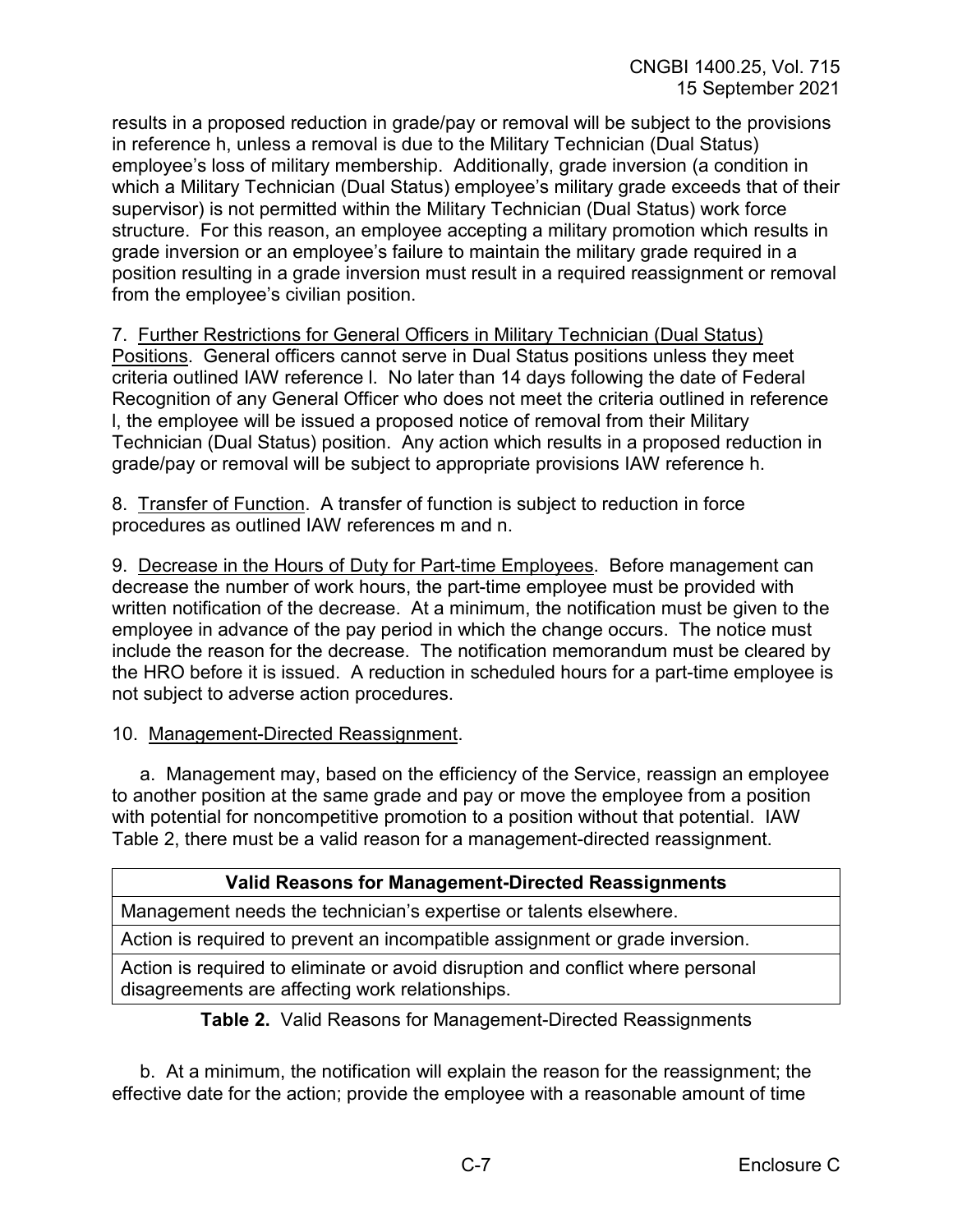results in a proposed reduction in grade/pay or removal will be subject to the provisions in reference h, unless a removal is due to the Military Technician (Dual Status) employee's loss of military membership. Additionally, grade inversion (a condition in which a Military Technician (Dual Status) employee's military grade exceeds that of their supervisor) is not permitted within the Military Technician (Dual Status) work force structure. For this reason, an employee accepting a military promotion which results in grade inversion or an employee's failure to maintain the military grade required in a position resulting in a grade inversion must result in a required reassignment or removal from the employee's civilian position.

7. Further Restrictions for General Officers in Military Technician (Dual Status) Positions. General officers cannot serve in Dual Status positions unless they meet criteria outlined IAW reference l. No later than 14 days following the date of Federal Recognition of any General Officer who does not meet the criteria outlined in reference l, the employee will be issued a proposed notice of removal from their Military Technician (Dual Status) position. Any action which results in a proposed reduction in grade/pay or removal will be subject to appropriate provisions IAW reference h.

8. Transfer of Function. A transfer of function is subject to reduction in force procedures as outlined IAW references m and n.

9. Decrease in the Hours of Duty for Part-time Employees. Before management can decrease the number of work hours, the part-time employee must be provided with written notification of the decrease. At a minimum, the notification must be given to the employee in advance of the pay period in which the change occurs. The notice must include the reason for the decrease. The notification memorandum must be cleared by the HRO before it is issued. A reduction in scheduled hours for a part-time employee is not subject to adverse action procedures.

10. Management-Directed Reassignment.

a. Management may, based on the efficiency of the Service, reassign an employee to another position at the same grade and pay or move the employee from a position with potential for noncompetitive promotion to a position without that potential. IAW Table 2, there must be a valid reason for a management-directed reassignment.

| Valid Reasons for Management-Directed Reassignments |
|---|
| Management needs the technician's expertise or talents elsewhere. |
| Action is required to prevent an incompatible assignment or grade inversion. |
| Action is required to eliminate or avoid disruption and conflict where personal disagreements are affecting work relationships. |

**Table 2.** Valid Reasons for Management-Directed Reassignments

b. At a minimum, the notification will explain the reason for the reassignment; the effective date for the action; provide the employee with a reasonable amount of time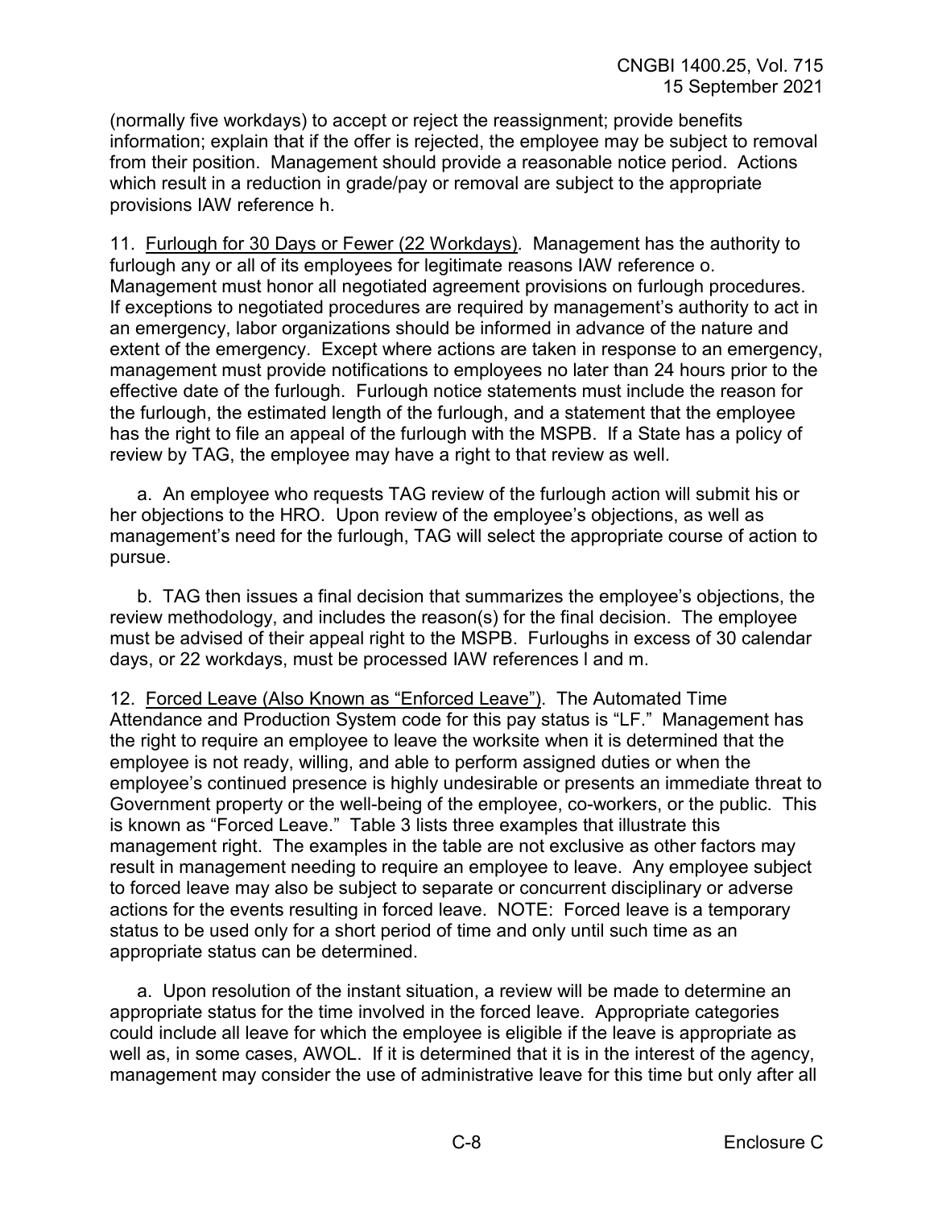(normally five workdays) to accept or reject the reassignment; provide benefits information; explain that if the offer is rejected, the employee may be subject to removal from their position. Management should provide a reasonable notice period. Actions which result in a reduction in grade/pay or removal are subject to the appropriate provisions IAW reference h.

11. Furlough for 30 Days or Fewer (22 Workdays). Management has the authority to furlough any or all of its employees for legitimate reasons IAW reference o. Management must honor all negotiated agreement provisions on furlough procedures. If exceptions to negotiated procedures are required by management's authority to act in an emergency, labor organizations should be informed in advance of the nature and extent of the emergency. Except where actions are taken in response to an emergency, management must provide notifications to employees no later than 24 hours prior to the effective date of the furlough. Furlough notice statements must include the reason for the furlough, the estimated length of the furlough, and a statement that the employee has the right to file an appeal of the furlough with the MSPB. If a State has a policy of review by TAG, the employee may have a right to that review as well.

a. An employee who requests TAG review of the furlough action will submit his or her objections to the HRO. Upon review of the employee's objections, as well as management's need for the furlough, TAG will select the appropriate course of action to pursue.

b. TAG then issues a final decision that summarizes the employee's objections, the review methodology, and includes the reason(s) for the final decision. The employee must be advised of their appeal right to the MSPB. Furloughs in excess of 30 calendar days, or 22 workdays, must be processed IAW references l and m.

12. Forced Leave (Also Known as "Enforced Leave"). The Automated Time Attendance and Production System code for this pay status is "LF." Management has the right to require an employee to leave the worksite when it is determined that the employee is not ready, willing, and able to perform assigned duties or when the employee's continued presence is highly undesirable or presents an immediate threat to Government property or the well-being of the employee, co-workers, or the public. This is known as "Forced Leave." Table 3 lists three examples that illustrate this management right. The examples in the table are not exclusive as other factors may result in management needing to require an employee to leave. Any employee subject to forced leave may also be subject to separate or concurrent disciplinary or adverse actions for the events resulting in forced leave. NOTE: Forced leave is a temporary status to be used only for a short period of time and only until such time as an appropriate status can be determined.

a. Upon resolution of the instant situation, a review will be made to determine an appropriate status for the time involved in the forced leave. Appropriate categories could include all leave for which the employee is eligible if the leave is appropriate as well as, in some cases, AWOL. If it is determined that it is in the interest of the agency, management may consider the use of administrative leave for this time but only after all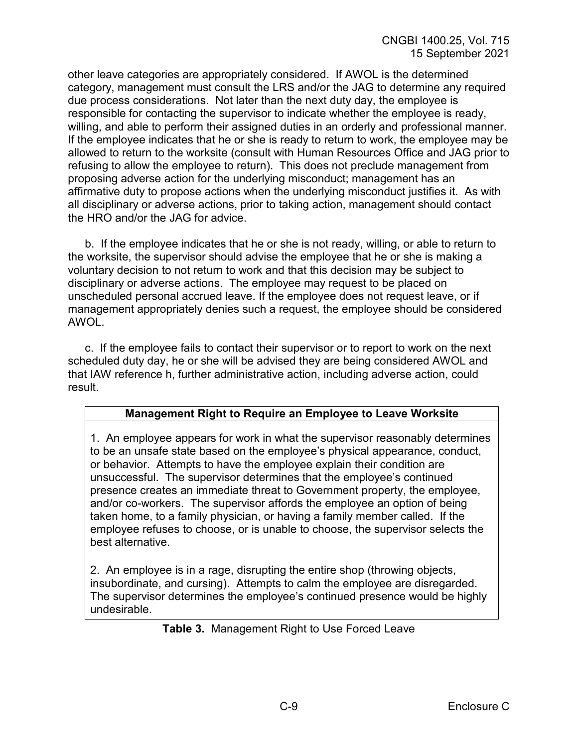other leave categories are appropriately considered. If AWOL is the determined category, management must consult the LRS and/or the JAG to determine any required due process considerations. Not later than the next duty day, the employee is responsible for contacting the supervisor to indicate whether the employee is ready, willing, and able to perform their assigned duties in an orderly and professional manner. If the employee indicates that he or she is ready to return to work, the employee may be allowed to return to the worksite (consult with Human Resources Office and JAG prior to refusing to allow the employee to return). This does not preclude management from proposing adverse action for the underlying misconduct; management has an affirmative duty to propose actions when the underlying misconduct justifies it. As with all disciplinary or adverse actions, prior to taking action, management should contact the HRO and/or the JAG for advice.

b. If the employee indicates that he or she is not ready, willing, or able to return to the worksite, the supervisor should advise the employee that he or she is making a voluntary decision to not return to work and that this decision may be subject to disciplinary or adverse actions. The employee may request to be placed on unscheduled personal accrued leave. If the employee does not request leave, or if management appropriately denies such a request, the employee should be considered AWOL.

c. If the employee fails to contact their supervisor or to report to work on the next scheduled duty day, he or she will be advised they are being considered AWOL and that IAW reference h, further administrative action, including adverse action, could result.

| **Management Right to Require an Employee to Leave Worksite** |
|---|
| 1. An employee appears for work in what the supervisor reasonably determines to be an unsafe state based on the employee's physical appearance, conduct, or behavior. Attempts to have the employee explain their condition are unsuccessful. The supervisor determines that the employee's continued presence creates an immediate threat to Government property, the employee, and/or co-workers. The supervisor affords the employee an option of being taken home, to a family physician, or having a family member called. If the employee refuses to choose, or is unable to choose, the supervisor selects the best alternative. |
| 2. An employee is in a rage, disrupting the entire shop (throwing objects, insubordinate, and cursing). Attempts to calm the employee are disregarded. The supervisor determines the employee's continued presence would be highly undesirable. |

**Table 3.** Management Right to Use Forced Leave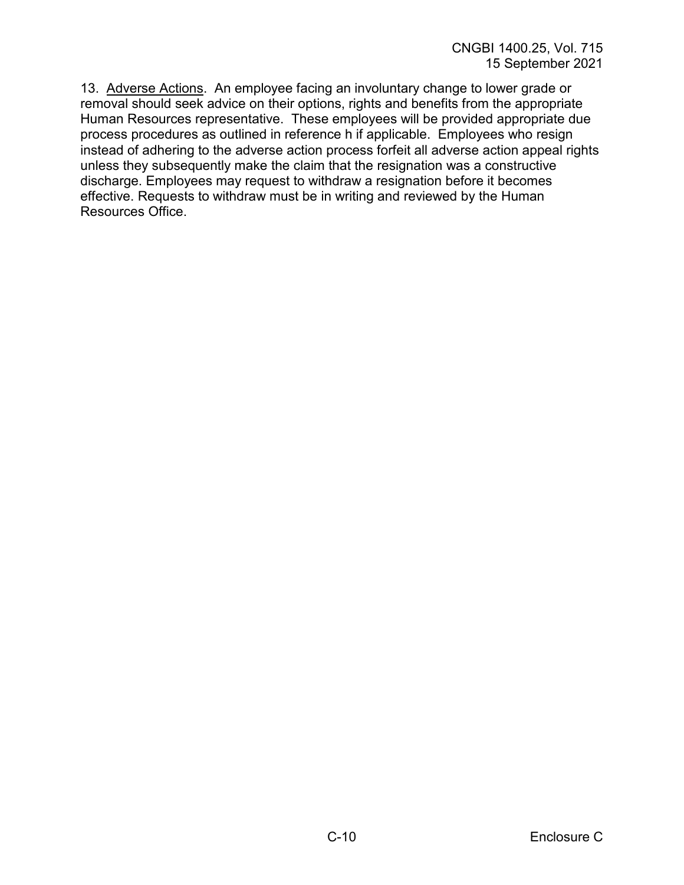13. Adverse Actions. An employee facing an involuntary change to lower grade or removal should seek advice on their options, rights and benefits from the appropriate Human Resources representative. These employees will be provided appropriate due process procedures as outlined in reference h if applicable. Employees who resign instead of adhering to the adverse action process forfeit all adverse action appeal rights unless they subsequently make the claim that the resignation was a constructive discharge. Employees may request to withdraw a resignation before it becomes effective. Requests to withdraw must be in writing and reviewed by the Human Resources Office.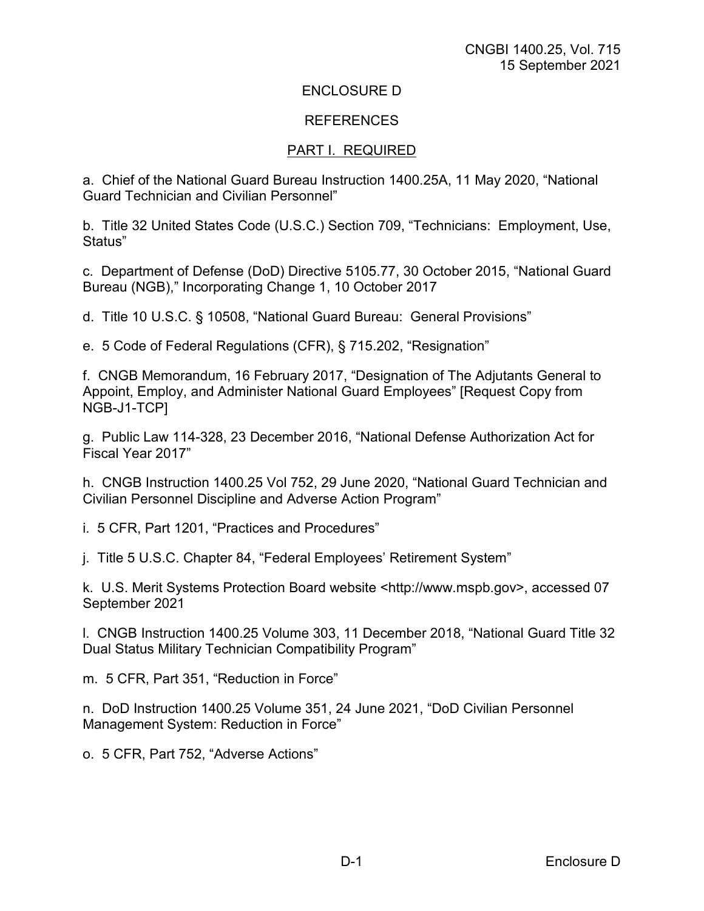## ENCLOSURE D

## REFERENCES

### PART I. REQUIRED

a. Chief of the National Guard Bureau Instruction 1400.25A, 11 May 2020, "National Guard Technician and Civilian Personnel"

b. Title 32 United States Code (U.S.C.) Section 709, "Technicians: Employment, Use, Status"

c. Department of Defense (DoD) Directive 5105.77, 30 October 2015, "National Guard Bureau (NGB)," Incorporating Change 1, 10 October 2017

d. Title 10 U.S.C. § 10508, "National Guard Bureau: General Provisions"

e. 5 Code of Federal Regulations (CFR), § 715.202, "Resignation"

f. CNGB Memorandum, 16 February 2017, "Designation of The Adjutants General to Appoint, Employ, and Administer National Guard Employees" [Request Copy from NGB-J1-TCP]

g. Public Law 114-328, 23 December 2016, "National Defense Authorization Act for Fiscal Year 2017"

h. CNGB Instruction 1400.25 Vol 752, 29 June 2020, "National Guard Technician and Civilian Personnel Discipline and Adverse Action Program"

i. 5 CFR, Part 1201, "Practices and Procedures"

j. Title 5 U.S.C. Chapter 84, "Federal Employees' Retirement System"

k. U.S. Merit Systems Protection Board website <http://www.mspb.gov>, accessed 07 September 2021

l. CNGB Instruction 1400.25 Volume 303, 11 December 2018, "National Guard Title 32 Dual Status Military Technician Compatibility Program"

m. 5 CFR, Part 351, "Reduction in Force"

n. DoD Instruction 1400.25 Volume 351, 24 June 2021, "DoD Civilian Personnel Management System: Reduction in Force"

o. 5 CFR, Part 752, "Adverse Actions"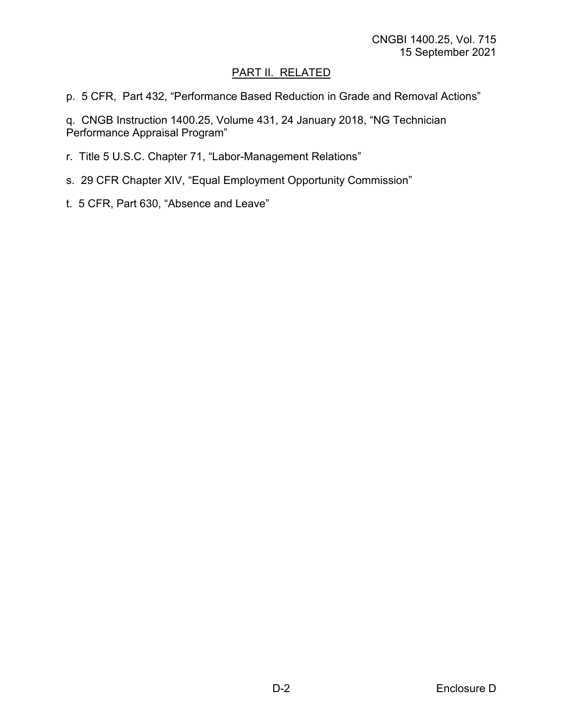## PART II. RELATED

p. 5 CFR, Part 432, "Performance Based Reduction in Grade and Removal Actions"

q. CNGB Instruction 1400.25, Volume 431, 24 January 2018, "NG Technician Performance Appraisal Program"

r. Title 5 U.S.C. Chapter 71, "Labor-Management Relations"

s. 29 CFR Chapter XIV, "Equal Employment Opportunity Commission"

t. 5 CFR, Part 630, "Absence and Leave"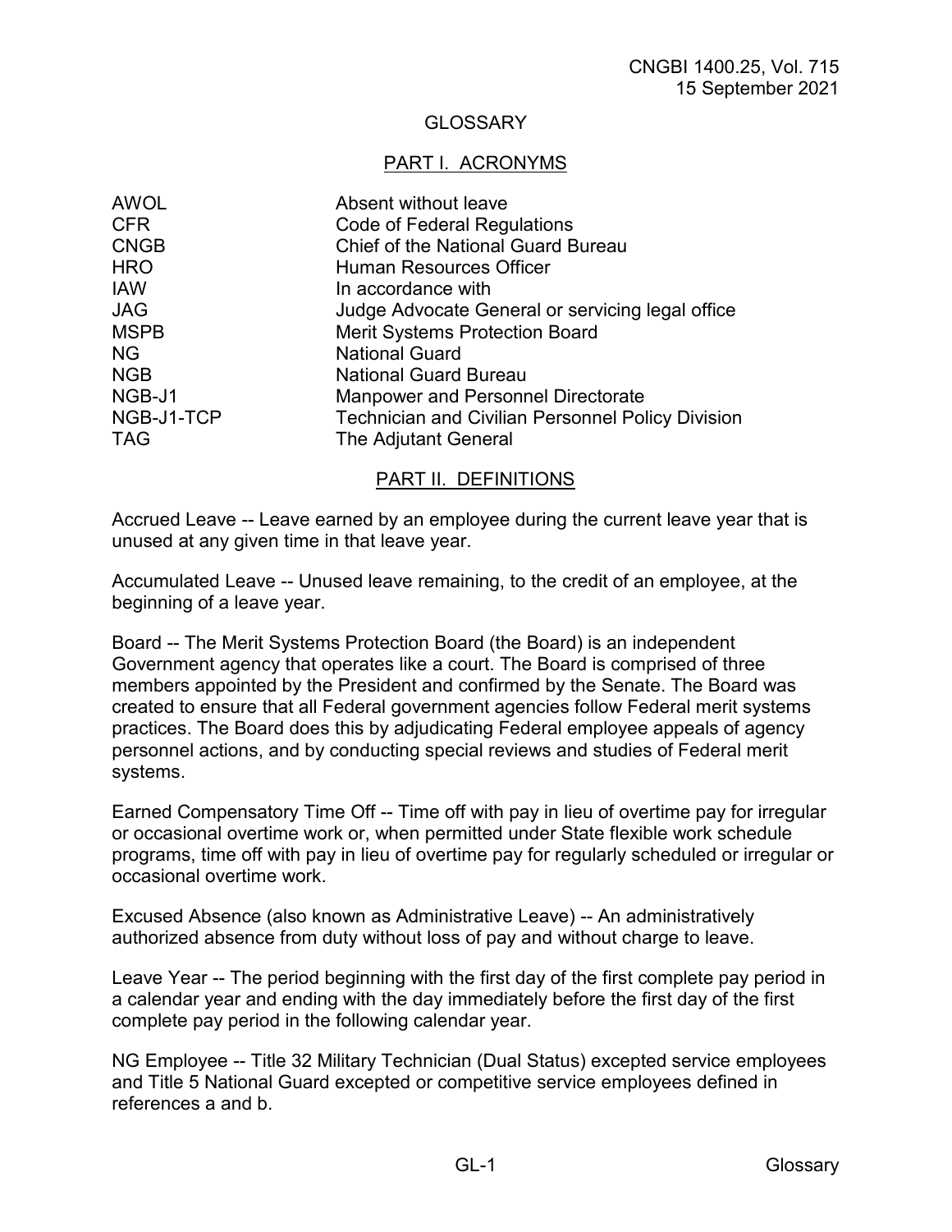# GLOSSARY

## PART I. ACRONYMS

| | |
|---|---|
| AWOL | Absent without leave |
| CFR | Code of Federal Regulations |
| CNGB | Chief of the National Guard Bureau |
| HRO | Human Resources Officer |
| IAW | In accordance with |
| JAG | Judge Advocate General or servicing legal office |
| MSPB | Merit Systems Protection Board |
| NG | National Guard |
| NGB | National Guard Bureau |
| NGB-J1 | Manpower and Personnel Directorate |
| NGB-J1-TCP | Technician and Civilian Personnel Policy Division |
| TAG | The Adjutant General |

## PART II. DEFINITIONS

Accrued Leave -- Leave earned by an employee during the current leave year that is unused at any given time in that leave year.

Accumulated Leave -- Unused leave remaining, to the credit of an employee, at the beginning of a leave year.

Board -- The Merit Systems Protection Board (the Board) is an independent Government agency that operates like a court. The Board is comprised of three members appointed by the President and confirmed by the Senate. The Board was created to ensure that all Federal government agencies follow Federal merit systems practices. The Board does this by adjudicating Federal employee appeals of agency personnel actions, and by conducting special reviews and studies of Federal merit systems.

Earned Compensatory Time Off -- Time off with pay in lieu of overtime pay for irregular or occasional overtime work or, when permitted under State flexible work schedule programs, time off with pay in lieu of overtime pay for regularly scheduled or irregular or occasional overtime work.

Excused Absence (also known as Administrative Leave) -- An administratively authorized absence from duty without loss of pay and without charge to leave.

Leave Year -- The period beginning with the first day of the first complete pay period in a calendar year and ending with the day immediately before the first day of the first complete pay period in the following calendar year.

NG Employee -- Title 32 Military Technician (Dual Status) excepted service employees and Title 5 National Guard excepted or competitive service employees defined in references a and b.